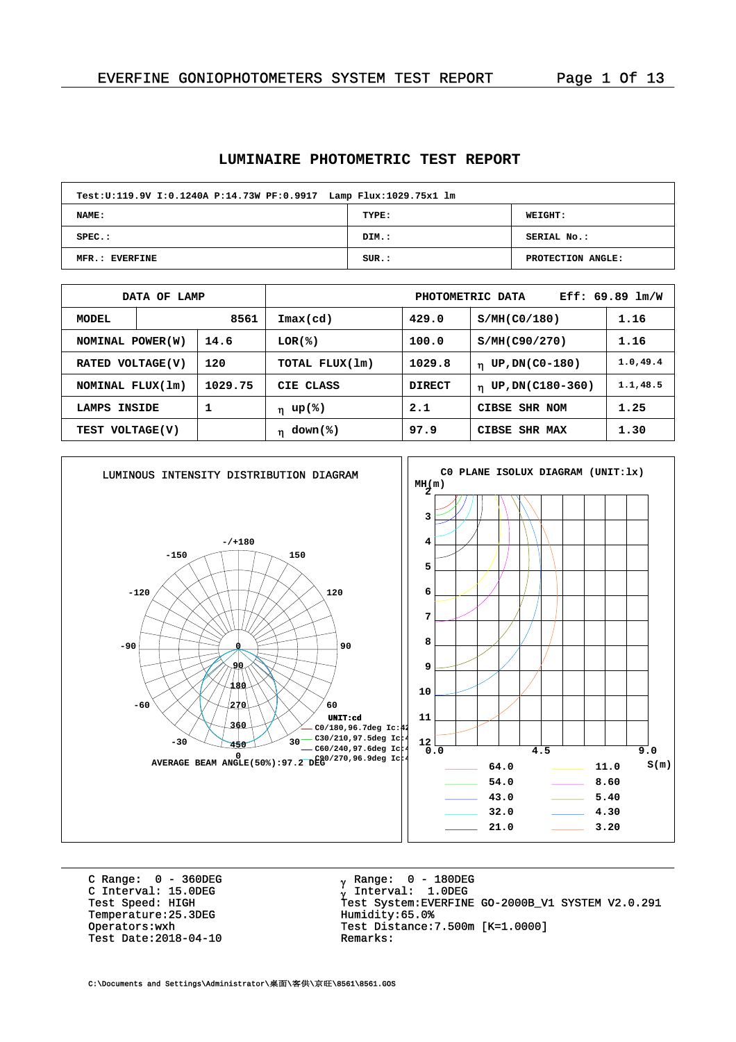# LUMINAIRE PHOTOMETRIC TEST REPORT

| Test:U:119.9V I:0.1240A P:14.73W PF:0.9917 Lamp Flux:1029.75x1 lm | | |
|---|---|---|
| NAME: | TYPE: | WEIGHT: |
| SPEC.: | DIM.: | SERIAL No.: |
| MFR.: EVERFINE | SUR.: | PROTECTION ANGLE: |

| DATA OF LAMP | | PHOTOMETRIC DATA | | Eff: 69.89 lm/W | |
|---|---|---|---|---|---|
| MODEL | 8561 | Imax(cd) | 429.0 | S/MH(C0/180) | 1.16 |
| NOMINAL POWER(W) | 14.6 | LOR(%) | 100.0 | S/MH(C90/270) | 1.16 |
| RATED VOLTAGE(V) | 120 | TOTAL FLUX(lm) | 1029.8 | $\eta$ UP,DN(C0-180) | 1.0,49.4 |
| NOMINAL FLUX(lm) | 1029.75 | CIE CLASS | DIRECT | $\eta$ UP,DN(C180-360) | 1.1,48.5 |
| LAMPS INSIDE | 1 | $\eta$ up(%) | 2.1 | CIBSE SHR NOM | 1.25 |
| TEST VOLTAGE(V) | | $\eta$ down(%) | 97.9 | CIBSE SHR MAX | 1.30 |

LUMINOUS INTENSITY DISTRIBUTION DIAGRAM

UNIT:cd
C0/180,96.7deg Ic:42
C30/210,97.5deg Ic:4
C60/240,97.6deg Ic:4
C90/270,96.9deg Ic:4

AVERAGE BEAM ANGLE(50%):97.2 DEG

C0 PLANE ISOLUX DIAGRAM (UNIT:lx)

| Legend | Value | Legend | Value |
|---|---|---|---|
| | 64.0 | | 11.0 |
| | 54.0 | | 8.60 |
| | 43.0 | | 5.40 |
| | 32.0 | | 4.30 |
| | 21.0 | | 3.20 |

C Range: 0 - 360DEG
C Interval: 15.0DEG
Test Speed: HIGH
Temperature:25.3DEG
Operators:wxh
Test Date:2018-04-10

$\gamma$ Range: 0 - 180DEG
$\gamma$ Interval: 1.0DEG
Test System:EVERFINE GO-2000B_V1 SYSTEM V2.0.291
Humidity:65.0%
Test Distance:7.500m [K=1.0000]
Remarks:

C:\Documents and Settings\Administrator\桌面\客供\京旺\8561\8561.GOS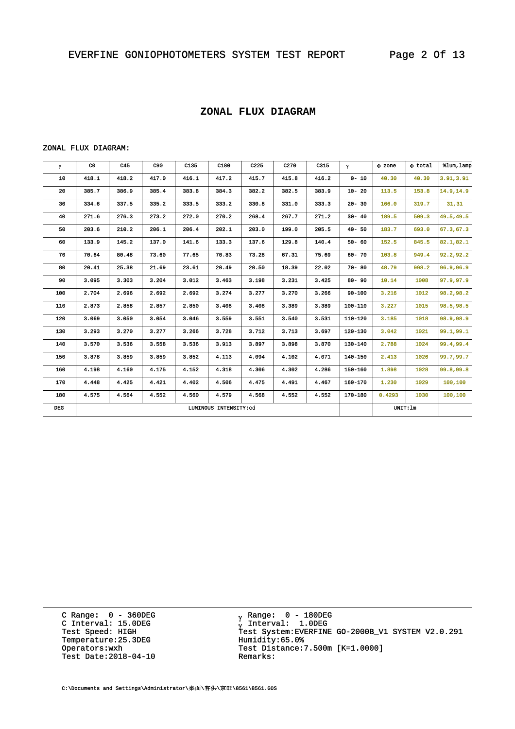## ZONAL FLUX DIAGRAM

ZONAL FLUX DIAGRAM:

| γ | C0 | C45 | C90 | C135 | C180 | C225 | C270 | C315 | γ | Φ zone | Φ total | %lum,lamp |
|---|---|---|---|---|---|---|---|---|---|---|---|---|
| 10 | 418.1 | 418.2 | 417.0 | 416.1 | 417.2 | 415.7 | 415.8 | 416.2 | 0- 10 | 40.30 | 40.30 | 3.91,3.91 |
| 20 | 385.7 | 386.9 | 385.4 | 383.8 | 384.3 | 382.2 | 382.5 | 383.9 | 10- 20 | 113.5 | 153.8 | 14.9,14.9 |
| 30 | 334.6 | 337.5 | 335.2 | 333.5 | 333.2 | 330.8 | 331.0 | 333.3 | 20- 30 | 166.0 | 319.7 | 31,31 |
| 40 | 271.6 | 276.3 | 273.2 | 272.0 | 270.2 | 268.4 | 267.7 | 271.2 | 30- 40 | 189.5 | 509.3 | 49.5,49.5 |
| 50 | 203.6 | 210.2 | 206.1 | 206.4 | 202.1 | 203.0 | 199.0 | 205.5 | 40- 50 | 183.7 | 693.0 | 67.3,67.3 |
| 60 | 133.9 | 145.2 | 137.0 | 141.6 | 133.3 | 137.6 | 129.8 | 140.4 | 50- 60 | 152.5 | 845.5 | 82.1,82.1 |
| 70 | 70.64 | 80.48 | 73.60 | 77.65 | 70.83 | 73.28 | 67.31 | 75.69 | 60- 70 | 103.8 | 949.4 | 92.2,92.2 |
| 80 | 20.41 | 25.38 | 21.69 | 23.61 | 20.49 | 20.50 | 18.39 | 22.02 | 70- 80 | 48.79 | 998.2 | 96.9,96.9 |
| 90 | 3.095 | 3.303 | 3.204 | 3.012 | 3.463 | 3.198 | 3.231 | 3.425 | 80- 90 | 10.14 | 1008 | 97.9,97.9 |
| 100 | 2.704 | 2.696 | 2.692 | 2.692 | 3.274 | 3.277 | 3.270 | 3.266 | 90-100 | 3.216 | 1012 | 98.2,98.2 |
| 110 | 2.873 | 2.858 | 2.857 | 2.850 | 3.408 | 3.408 | 3.389 | 3.389 | 100-110 | 3.227 | 1015 | 98.5,98.5 |
| 120 | 3.069 | 3.050 | 3.054 | 3.046 | 3.559 | 3.551 | 3.540 | 3.531 | 110-120 | 3.185 | 1018 | 98.9,98.9 |
| 130 | 3.293 | 3.270 | 3.277 | 3.266 | 3.728 | 3.712 | 3.713 | 3.697 | 120-130 | 3.042 | 1021 | 99.1,99.1 |
| 140 | 3.570 | 3.536 | 3.558 | 3.536 | 3.913 | 3.897 | 3.898 | 3.870 | 130-140 | 2.788 | 1024 | 99.4,99.4 |
| 150 | 3.878 | 3.859 | 3.859 | 3.852 | 4.113 | 4.094 | 4.102 | 4.071 | 140-150 | 2.413 | 1026 | 99.7,99.7 |
| 160 | 4.198 | 4.160 | 4.175 | 4.152 | 4.318 | 4.306 | 4.302 | 4.286 | 150-160 | 1.898 | 1028 | 99.8,99.8 |
| 170 | 4.448 | 4.425 | 4.421 | 4.402 | 4.506 | 4.475 | 4.491 | 4.467 | 160-170 | 1.230 | 1029 | 100,100 |
| 180 | 4.575 | 4.564 | 4.552 | 4.560 | 4.579 | 4.568 | 4.552 | 4.552 | 170-180 | 0.4293 | 1030 | 100,100 |
| DEG | LUMINOUS INTENSITY:cd | | | | | | | | | UNIT:lm | | |

C Range: 0 - 360DEG
C Interval: 15.0DEG
Test Speed: HIGH
Temperature:25.3DEG
Operators:wxh
Test Date:2018-04-10

γ Range: 0 - 180DEG
γ Interval: 1.0DEG
Test System:EVERFINE GO-2000B_V1 SYSTEM V2.0.291
Humidity:65.0%
Test Distance:7.500m [K=1.0000]
Remarks:

C:\Documents and Settings\Administrator\桌面\客供\京旺\8561\8561.GOS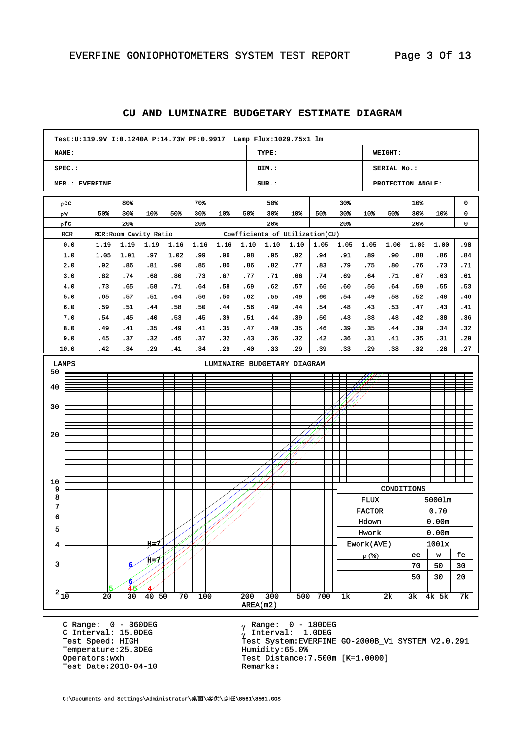## CU AND LUMINAIRE BUDGETARY ESTIMATE DIAGRAM

| Test:U:119.9V I:0.1240A P:14.73W PF:0.9917 Lamp Flux:1029.75x1 lm | | |
|---|---|---|
| NAME: | TYPE: | WEIGHT: |
| SPEC.: | DIM.: | SERIAL No.: |
| MFR.: EVERFINE | SUR.: | PROTECTION ANGLE: |

| ρcc | 80% | | | 70% | | | 50% | | | 30% | | | 10% | | | 0 |
|---|---|---|---|---|---|---|---|---|---|---|---|---|---|---|---|---|
| ρw | 50% | 30% | 10% | 50% | 30% | 10% | 50% | 30% | 10% | 50% | 30% | 10% | 50% | 30% | 10% | 0 |
| ρfc | 20% | | | 20% | | | 20% | | | 20% | | | 20% | | | 0 |
| RCR | RCR:Room Cavity Ratio | | | | | | Coefficients of Utilization(CU) | | | | | | | | | |
| 0.0 | 1.19 | 1.19 | 1.19 | 1.16 | 1.16 | 1.16 | 1.10 | 1.10 | 1.10 | 1.05 | 1.05 | 1.05 | 1.00 | 1.00 | 1.00 | .98 |
| 1.0 | 1.05 | 1.01 | .97 | 1.02 | .99 | .96 | .98 | .95 | .92 | .94 | .91 | .89 | .90 | .88 | .86 | .84 |
| 2.0 | .92 | .86 | .81 | .90 | .85 | .80 | .86 | .82 | .77 | .83 | .79 | .75 | .80 | .76 | .73 | .71 |
| 3.0 | .82 | .74 | .68 | .80 | .73 | .67 | .77 | .71 | .66 | .74 | .69 | .64 | .71 | .67 | .63 | .61 |
| 4.0 | .73 | .65 | .58 | .71 | .64 | .58 | .69 | .62 | .57 | .66 | .60 | .56 | .64 | .59 | .55 | .53 |
| 5.0 | .65 | .57 | .51 | .64 | .56 | .50 | .62 | .55 | .49 | .60 | .54 | .49 | .58 | .52 | .48 | .46 |
| 6.0 | .59 | .51 | .44 | .58 | .50 | .44 | .56 | .49 | .44 | .54 | .48 | .43 | .53 | .47 | .43 | .41 |
| 7.0 | .54 | .45 | .40 | .53 | .45 | .39 | .51 | .44 | .39 | .50 | .43 | .38 | .48 | .42 | .38 | .36 |
| 8.0 | .49 | .41 | .35 | .49 | .41 | .35 | .47 | .40 | .35 | .46 | .39 | .35 | .44 | .39 | .34 | .32 |
| 9.0 | .45 | .37 | .32 | .45 | .37 | .32 | .43 | .36 | .32 | .42 | .36 | .31 | .41 | .35 | .31 | .29 |
| 10.0 | .42 | .34 | .29 | .41 | .34 | .29 | .40 | .33 | .29 | .39 | .33 | .29 | .38 | .32 | .28 | .27 |

### LUMINAIRE BUDGETARY DIAGRAM

LAMPS (y-axis: 2–50); AREA(m2) (x-axis: 10–7k)

H=7, H=7

| CONDITIONS | | |
|---|---|---|
| FLUX | 5000lm | |
| FACTOR | 0.70 | |
| Hdown | 0.00m | |
| Hwork | 0.00m | |
| Ework(AVE) | 100lx | |
| ρ(%) | cc | w | fc |
| ——— | 70 | 50 | 30 |
| ——— | 50 | 30 | 20 |

C Range: 0 - 360DEG
C Interval: 15.0DEG
Test Speed: HIGH
Temperature:25.3DEG
Operators:wxh
Test Date:2018-04-10

γ Range: 0 - 180DEG
γ Interval: 1.0DEG
Test System:EVERFINE GO-2000B_V1 SYSTEM V2.0.291
Humidity:65.0%
Test Distance:7.500m [K=1.0000]
Remarks:

C:\Documents and Settings\Administrator\桌面\客供\京旺\8561\8561.GOS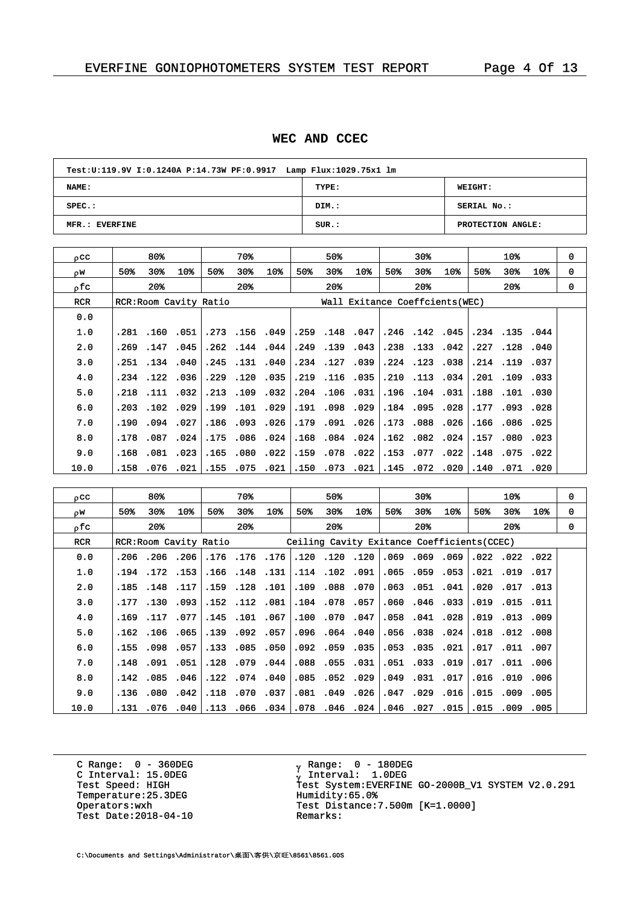## WEC AND CCEC

| Test:U:119.9V I:0.1240A P:14.73W PF:0.9917 Lamp Flux:1029.75x1 lm | | |
|---|---|---|
| NAME: | TYPE: | WEIGHT: |
| SPEC.: | DIM.: | SERIAL No.: |
| MFR.: EVERFINE | SUR.: | PROTECTION ANGLE: |

| ρcc | 80% | | | 70% | | | 50% | | | 30% | | | 10% | | | 0 |
|---|---|---|---|---|---|---|---|---|---|---|---|---|---|---|---|---|
| ρw | 50% | 30% | 10% | 50% | 30% | 10% | 50% | 30% | 10% | 50% | 30% | 10% | 50% | 30% | 10% | 0 |
| ρfc | 20% | | | 20% | | | 20% | | | 20% | | | 20% | | | 0 |
| RCR | RCR:Room Cavity Ratio | | | | | | Wall Exitance Coeffcients(WEC) | | | | | | | | | |
| 0.0 | | | | | | | | | | | | | | | | |
| 1.0 | .281 | .160 | .051 | .273 | .156 | .049 | .259 | .148 | .047 | .246 | .142 | .045 | .234 | .135 | .044 | |
| 2.0 | .269 | .147 | .045 | .262 | .144 | .044 | .249 | .139 | .043 | .238 | .133 | .042 | .227 | .128 | .040 | |
| 3.0 | .251 | .134 | .040 | .245 | .131 | .040 | .234 | .127 | .039 | .224 | .123 | .038 | .214 | .119 | .037 | |
| 4.0 | .234 | .122 | .036 | .229 | .120 | .035 | .219 | .116 | .035 | .210 | .113 | .034 | .201 | .109 | .033 | |
| 5.0 | .218 | .111 | .032 | .213 | .109 | .032 | .204 | .106 | .031 | .196 | .104 | .031 | .188 | .101 | .030 | |
| 6.0 | .203 | .102 | .029 | .199 | .101 | .029 | .191 | .098 | .029 | .184 | .095 | .028 | .177 | .093 | .028 | |
| 7.0 | .190 | .094 | .027 | .186 | .093 | .026 | .179 | .091 | .026 | .173 | .088 | .026 | .166 | .086 | .025 | |
| 8.0 | .178 | .087 | .024 | .175 | .086 | .024 | .168 | .084 | .024 | .162 | .082 | .024 | .157 | .080 | .023 | |
| 9.0 | .168 | .081 | .023 | .165 | .080 | .022 | .159 | .078 | .022 | .153 | .077 | .022 | .148 | .075 | .022 | |
| 10.0 | .158 | .076 | .021 | .155 | .075 | .021 | .150 | .073 | .021 | .145 | .072 | .020 | .140 | .071 | .020 | |

| ρcc | 80% | | | 70% | | | 50% | | | 30% | | | 10% | | | 0 |
|---|---|---|---|---|---|---|---|---|---|---|---|---|---|---|---|---|
| ρw | 50% | 30% | 10% | 50% | 30% | 10% | 50% | 30% | 10% | 50% | 30% | 10% | 50% | 30% | 10% | 0 |
| ρfc | 20% | | | 20% | | | 20% | | | 20% | | | 20% | | | 0 |
| RCR | RCR:Room Cavity Ratio | | | | | Ceiling Cavity Exitance Coefficients(CCEC) | | | | | | | | | | |
| 0.0 | .206 | .206 | .206 | .176 | .176 | .176 | .120 | .120 | .120 | .069 | .069 | .069 | .022 | .022 | .022 | |
| 1.0 | .194 | .172 | .153 | .166 | .148 | .131 | .114 | .102 | .091 | .065 | .059 | .053 | .021 | .019 | .017 | |
| 2.0 | .185 | .148 | .117 | .159 | .128 | .101 | .109 | .088 | .070 | .063 | .051 | .041 | .020 | .017 | .013 | |
| 3.0 | .177 | .130 | .093 | .152 | .112 | .081 | .104 | .078 | .057 | .060 | .046 | .033 | .019 | .015 | .011 | |
| 4.0 | .169 | .117 | .077 | .145 | .101 | .067 | .100 | .070 | .047 | .058 | .041 | .028 | .019 | .013 | .009 | |
| 5.0 | .162 | .106 | .065 | .139 | .092 | .057 | .096 | .064 | .040 | .056 | .038 | .024 | .018 | .012 | .008 | |
| 6.0 | .155 | .098 | .057 | .133 | .085 | .050 | .092 | .059 | .035 | .053 | .035 | .021 | .017 | .011 | .007 | |
| 7.0 | .148 | .091 | .051 | .128 | .079 | .044 | .088 | .055 | .031 | .051 | .033 | .019 | .017 | .011 | .006 | |
| 8.0 | .142 | .085 | .046 | .122 | .074 | .040 | .085 | .052 | .029 | .049 | .031 | .017 | .016 | .010 | .006 | |
| 9.0 | .136 | .080 | .042 | .118 | .070 | .037 | .081 | .049 | .026 | .047 | .029 | .016 | .015 | .009 | .005 | |
| 10.0 | .131 | .076 | .040 | .113 | .066 | .034 | .078 | .046 | .024 | .046 | .027 | .015 | .015 | .009 | .005 | |

C Range: 0 - 360DEG
C Interval: 15.0DEG
Test Speed: HIGH
Temperature:25.3DEG
Operators:wxh
Test Date:2018-04-10

γ Range: 0 - 180DEG
γ Interval: 1.0DEG
Test System:EVERFINE GO-2000B_V1 SYSTEM V2.0.291
Humidity:65.0%
Test Distance:7.500m [K=1.0000]
Remarks:

C:\Documents and Settings\Administrator\桌面\客供\京旺\8561\8561.GOS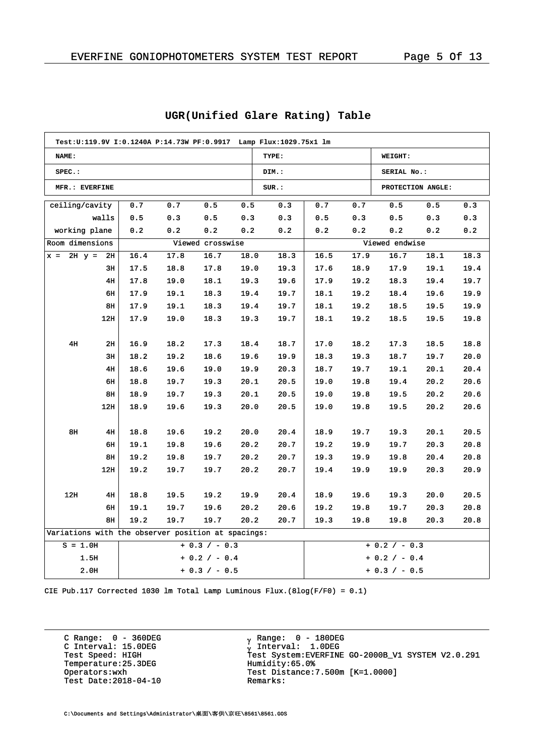## UGR(Unified Glare Rating) Table

| Test:U:119.9V I:0.1240A P:14.73W PF:0.9917 Lamp Flux:1029.75x1 lm | | | | | | | | | | |
|---|---|---|---|---|---|---|---|---|---|---|
| NAME: | | | | | TYPE: | | | WEIGHT: | | |
| SPEC.: | | | | | DIM.: | | | SERIAL No.: | | |
| MFR.: EVERFINE | | | | | SUR.: | | | PROTECTION ANGLE: | | |
| ceiling/cavity | 0.7 | 0.7 | 0.5 | 0.5 | 0.3 | 0.7 | 0.7 | 0.5 | 0.5 | 0.3 |
| walls | 0.5 | 0.3 | 0.5 | 0.3 | 0.3 | 0.5 | 0.3 | 0.5 | 0.3 | 0.3 |
| working plane | 0.2 | 0.2 | 0.2 | 0.2 | 0.2 | 0.2 | 0.2 | 0.2 | 0.2 | 0.2 |
| Room dimensions | Viewed crosswise | | | | | Viewed endwise | | | | |
| x = 2H y = 2H | 16.4 | 17.8 | 16.7 | 18.0 | 18.3 | 16.5 | 17.9 | 16.7 | 18.1 | 18.3 |
| 3H | 17.5 | 18.8 | 17.8 | 19.0 | 19.3 | 17.6 | 18.9 | 17.9 | 19.1 | 19.4 |
| 4H | 17.8 | 19.0 | 18.1 | 19.3 | 19.6 | 17.9 | 19.2 | 18.3 | 19.4 | 19.7 |
| 6H | 17.9 | 19.1 | 18.3 | 19.4 | 19.7 | 18.1 | 19.2 | 18.4 | 19.6 | 19.9 |
| 8H | 17.9 | 19.1 | 18.3 | 19.4 | 19.7 | 18.1 | 19.2 | 18.5 | 19.5 | 19.9 |
| 12H | 17.9 | 19.0 | 18.3 | 19.3 | 19.7 | 18.1 | 19.2 | 18.5 | 19.5 | 19.8 |
| 4H 2H | 16.9 | 18.2 | 17.3 | 18.4 | 18.7 | 17.0 | 18.2 | 17.3 | 18.5 | 18.8 |
| 3H | 18.2 | 19.2 | 18.6 | 19.6 | 19.9 | 18.3 | 19.3 | 18.7 | 19.7 | 20.0 |
| 4H | 18.6 | 19.6 | 19.0 | 19.9 | 20.3 | 18.7 | 19.7 | 19.1 | 20.1 | 20.4 |
| 6H | 18.8 | 19.7 | 19.3 | 20.1 | 20.5 | 19.0 | 19.8 | 19.4 | 20.2 | 20.6 |
| 8H | 18.9 | 19.7 | 19.3 | 20.1 | 20.5 | 19.0 | 19.8 | 19.5 | 20.2 | 20.6 |
| 12H | 18.9 | 19.6 | 19.3 | 20.0 | 20.5 | 19.0 | 19.8 | 19.5 | 20.2 | 20.6 |
| 8H 4H | 18.8 | 19.6 | 19.2 | 20.0 | 20.4 | 18.9 | 19.7 | 19.3 | 20.1 | 20.5 |
| 6H | 19.1 | 19.8 | 19.6 | 20.2 | 20.7 | 19.2 | 19.9 | 19.7 | 20.3 | 20.8 |
| 8H | 19.2 | 19.8 | 19.7 | 20.2 | 20.7 | 19.3 | 19.9 | 19.8 | 20.4 | 20.8 |
| 12H | 19.2 | 19.7 | 19.7 | 20.2 | 20.7 | 19.4 | 19.9 | 19.9 | 20.3 | 20.9 |
| 12H 4H | 18.8 | 19.5 | 19.2 | 19.9 | 20.4 | 18.9 | 19.6 | 19.3 | 20.0 | 20.5 |
| 6H | 19.1 | 19.7 | 19.6 | 20.2 | 20.6 | 19.2 | 19.8 | 19.7 | 20.3 | 20.8 |
| 8H | 19.2 | 19.7 | 19.7 | 20.2 | 20.7 | 19.3 | 19.8 | 19.8 | 20.3 | 20.8 |
| Variations with the observer position at spacings: | | | | | | | | | | |
| S = 1.0H | + 0.3 / - 0.3 | | | | | + 0.2 / - 0.3 | | | | |
| 1.5H | + 0.2 / - 0.4 | | | | | + 0.2 / - 0.4 | | | | |
| 2.0H | + 0.3 / - 0.5 | | | | | + 0.3 / - 0.5 | | | | |

CIE Pub.117 Corrected 1030 lm Total Lamp Luminous Flux.(8log(F/F0) = 0.1)

C Range: 0 - 360DEG
C Interval: 15.0DEG
Test Speed: HIGH
Temperature:25.3DEG
Operators:wxh
Test Date:2018-04-10

γ Range: 0 - 180DEG
γ Interval: 1.0DEG
Test System:EVERFINE GO-2000B_V1 SYSTEM V2.0.291
Humidity:65.0%
Test Distance:7.500m [K=1.0000]
Remarks:

C:\Documents and Settings\Administrator\桌面\客供\京旺\8561\8561.GOS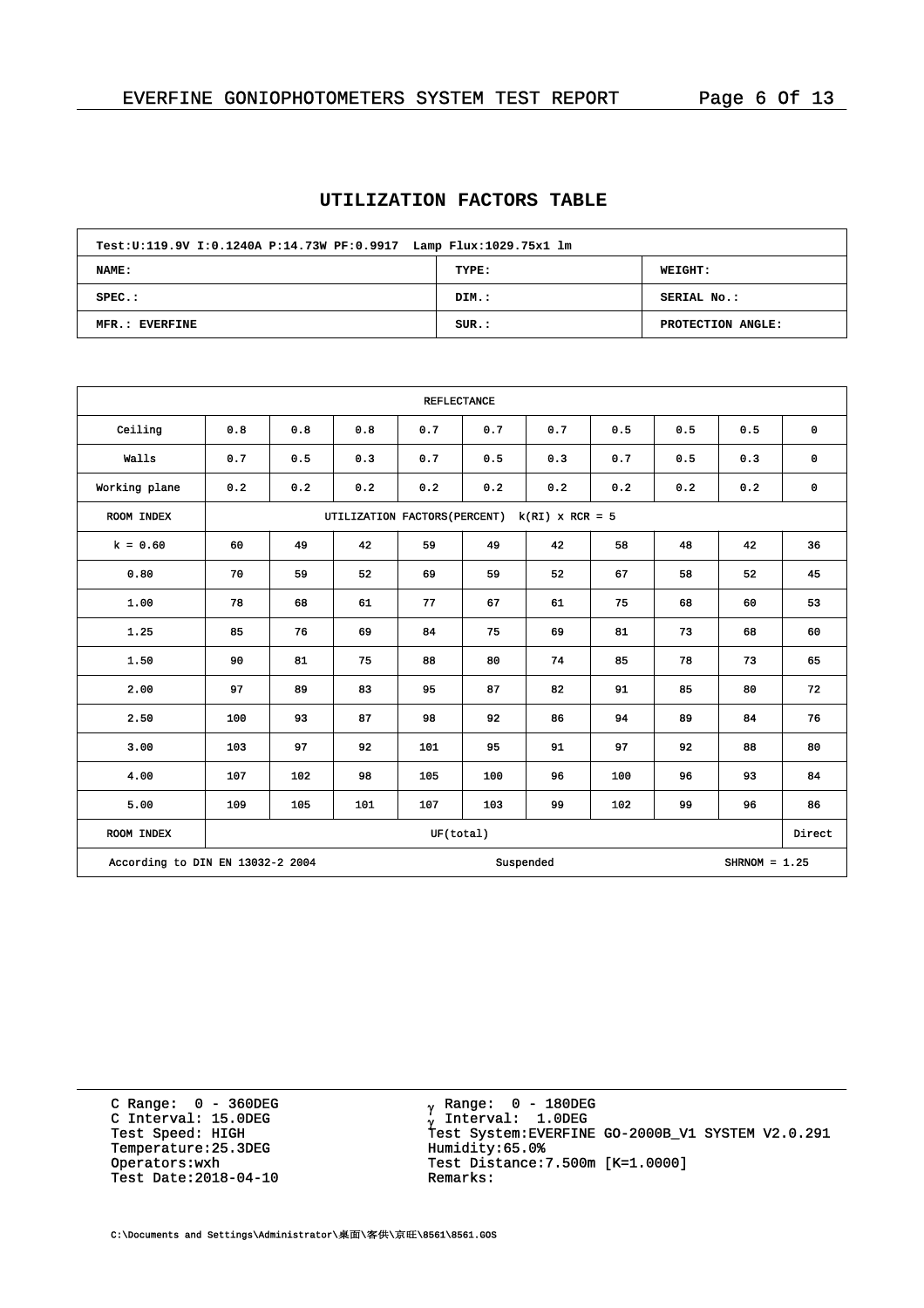## UTILIZATION FACTORS TABLE

| Test:U:119.9V I:0.1240A P:14.73W PF:0.9917 Lamp Flux:1029.75x1 lm | | |
|---|---|---|
| NAME: | TYPE: | WEIGHT: |
| SPEC.: | DIM.: | SERIAL No.: |
| MFR.: EVERFINE | SUR.: | PROTECTION ANGLE: |

| REFLECTANCE | | | | | | | | | | |
|---|---|---|---|---|---|---|---|---|---|---|
| Ceiling | 0.8 | 0.8 | 0.8 | 0.7 | 0.7 | 0.7 | 0.5 | 0.5 | 0.5 | 0 |
| Walls | 0.7 | 0.5 | 0.3 | 0.7 | 0.5 | 0.3 | 0.7 | 0.5 | 0.3 | 0 |
| Working plane | 0.2 | 0.2 | 0.2 | 0.2 | 0.2 | 0.2 | 0.2 | 0.2 | 0.2 | 0 |
| ROOM INDEX | UTILIZATION FACTORS(PERCENT) k(RI) x RCR = 5 | | | | | | | | | |
| k = 0.60 | 60 | 49 | 42 | 59 | 49 | 42 | 58 | 48 | 42 | 36 |
| 0.80 | 70 | 59 | 52 | 69 | 59 | 52 | 67 | 58 | 52 | 45 |
| 1.00 | 78 | 68 | 61 | 77 | 67 | 61 | 75 | 68 | 60 | 53 |
| 1.25 | 85 | 76 | 69 | 84 | 75 | 69 | 81 | 73 | 68 | 60 |
| 1.50 | 90 | 81 | 75 | 88 | 80 | 74 | 85 | 78 | 73 | 65 |
| 2.00 | 97 | 89 | 83 | 95 | 87 | 82 | 91 | 85 | 80 | 72 |
| 2.50 | 100 | 93 | 87 | 98 | 92 | 86 | 94 | 89 | 84 | 76 |
| 3.00 | 103 | 97 | 92 | 101 | 95 | 91 | 97 | 92 | 88 | 80 |
| 4.00 | 107 | 102 | 98 | 105 | 100 | 96 | 100 | 96 | 93 | 84 |
| 5.00 | 109 | 105 | 101 | 107 | 103 | 99 | 102 | 99 | 96 | 86 |
| ROOM INDEX | UF(total) | | | | | | | | | Direct |
| According to DIN EN 13032-2 2004 | | | | | Suspended | | | | SHRNOM = 1.25 | |

C Range: 0 - 360DEG
C Interval: 15.0DEG
Test Speed: HIGH
Temperature:25.3DEG
Operators:wxh
Test Date:2018-04-10

γ Range: 0 - 180DEG
γ Interval: 1.0DEG
Test System:EVERFINE GO-2000B_V1 SYSTEM V2.0.291
Humidity:65.0%
Test Distance:7.500m [K=1.0000]
Remarks:

C:\Documents and Settings\Administrator\桌面\客供\京旺\8561\8561.GOS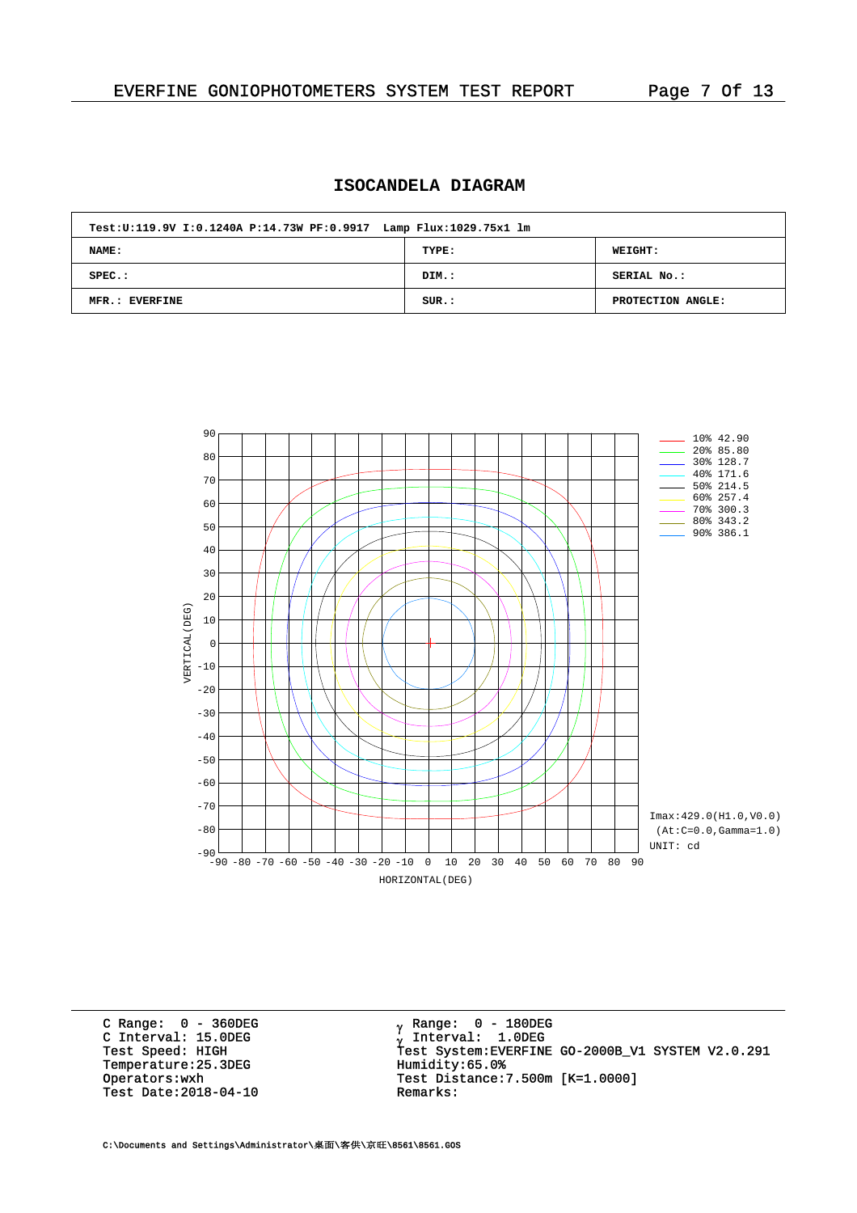## ISOCANDELA DIAGRAM

| Test:U:119.9V I:0.1240A P:14.73W PF:0.9917 Lamp Flux:1029.75x1 lm | | |
|---|---|---|
| NAME: | TYPE: | WEIGHT: |
| SPEC.: | DIM.: | SERIAL No.: |
| MFR.: EVERFINE | SUR.: | PROTECTION ANGLE: |

| Level | cd |
|---|---|
| 10% | 42.90 |
| 20% | 85.80 |
| 30% | 128.7 |
| 40% | 171.6 |
| 50% | 214.5 |
| 60% | 257.4 |
| 70% | 300.3 |
| 80% | 343.2 |
| 90% | 386.1 |

Imax:429.0(H1.0,V0.0)
(At:C=0.0,Gamma=1.0)
UNIT: cd

VERTICAL(DEG)
HORIZONTAL(DEG)

C Range: 0 - 360DEG
C Interval: 15.0DEG
Test Speed: HIGH
Temperature:25.3DEG
Operators:wxh
Test Date:2018-04-10

γ Range: 0 - 180DEG
γ Interval: 1.0DEG
Test System:EVERFINE GO-2000B_V1 SYSTEM V2.0.291
Humidity:65.0%
Test Distance:7.500m [K=1.0000]
Remarks:

C:\Documents and Settings\Administrator\桌面\客供\京旺\8561\8561.GOS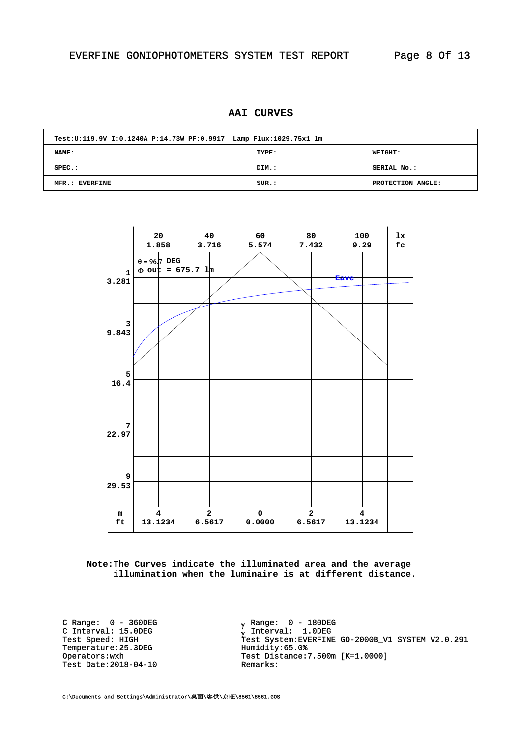## AAI CURVES

| Test:U:119.9V I:0.1240A P:14.73W PF:0.9917 Lamp Flux:1029.75x1 lm | | |
|---|---|---|
| NAME: | TYPE: | WEIGHT: |
| SPEC.: | DIM.: | SERIAL No.: |
| MFR.: EVERFINE | SUR.: | PROTECTION ANGLE: |

| | 20<br>1.858 | 40<br>3.716 | 60<br>5.574 | 80<br>7.432 | 100<br>9.29 | lx<br>fc |
|---|---|---|---|---|---|---|
| 1<br>3.281 | $\theta = 96.7$ DEG<br>$\Phi$ out = 675.7 lm | | | | Eave | |
| 3<br>9.843 | | | | | | |
| 5<br>16.4 | | | | | | |
| 7<br>22.97 | | | | | | |
| 9<br>29.53 | | | | | | |
| m<br>ft | 4<br>13.1234 | 2<br>6.5617 | 0<br>0.0000 | 2<br>6.5617 | 4<br>13.1234 | |

Note:The Curves indicate the illuminated area and the average illumination when the luminaire is at different distance.

C Range: 0 - 360DEG
C Interval: 15.0DEG
Test Speed: HIGH
Temperature:25.3DEG
Operators:wxh
Test Date:2018-04-10

$\gamma$ Range: 0 - 180DEG
$\gamma$ Interval: 1.0DEG
Test System:EVERFINE GO-2000B_V1 SYSTEM V2.0.291
Humidity:65.0%
Test Distance:7.500m [K=1.0000]
Remarks:

C:\Documents and Settings\Administrator\桌面\客供\京旺\8561\8561.GOS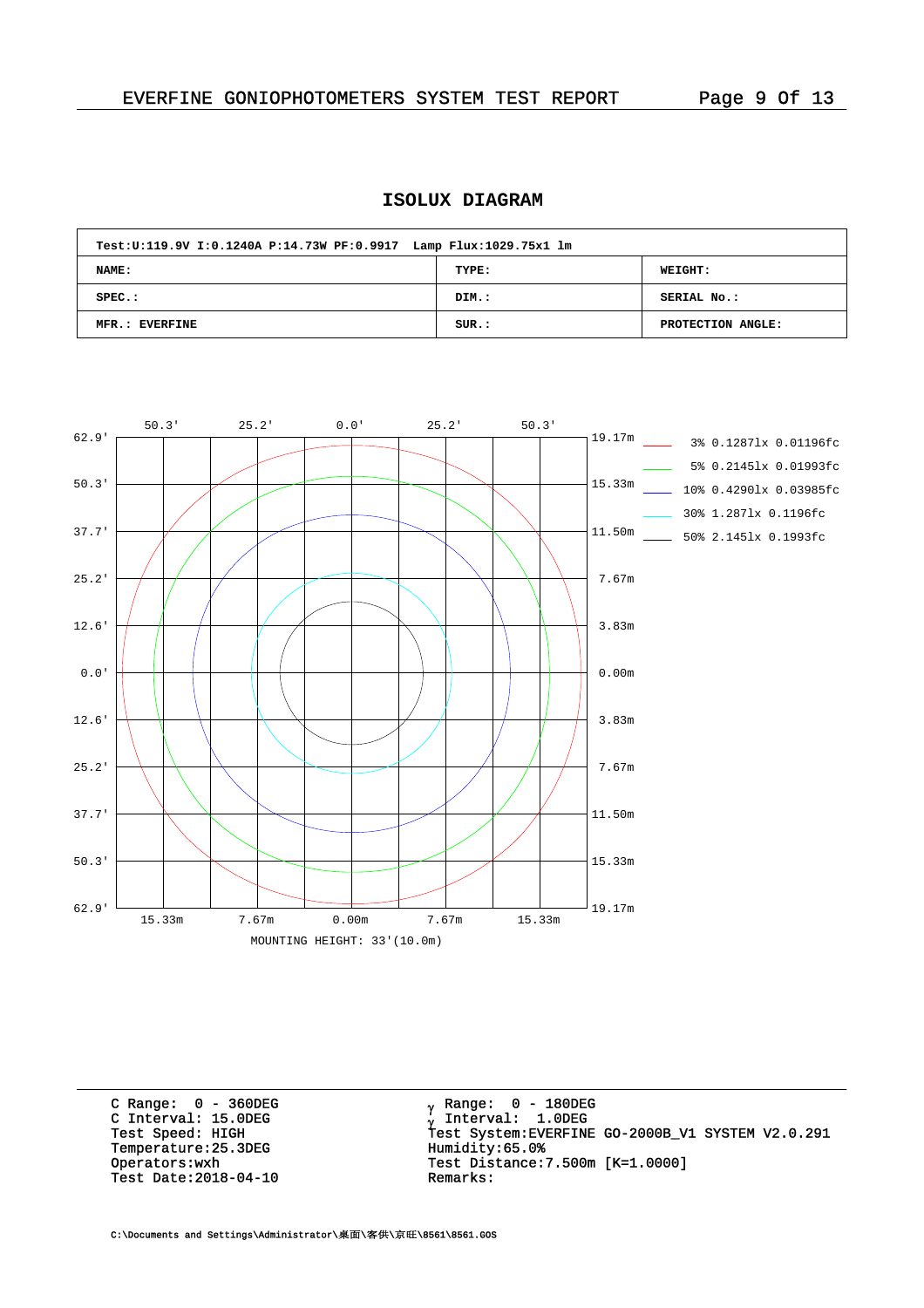# ISOLUX DIAGRAM

| Test:U:119.9V I:0.1240A P:14.73W PF:0.9917  Lamp Flux:1029.75x1 lm | | |
|---|---|---|
| NAME: | TYPE: | WEIGHT: |
| SPEC.: | DIM.: | SERIAL No.: |
| MFR.: EVERFINE | SUR.: | PROTECTION ANGLE: |

- 3% 0.1287lx 0.01196fc
- 5% 0.2145lx 0.01993fc
- 10% 0.4290lx 0.03985fc
- 30% 1.287lx 0.1196fc
- 50% 2.145lx 0.1993fc

MOUNTING HEIGHT: 33'(10.0m)

```
C Range:  0 - 360DEG
C Interval: 15.0DEG
Test Speed: HIGH
Temperature:25.3DEG
Operators:wxh
Test Date:2018-04-10
```

```
γ Range:  0 - 180DEG
γ Interval:  1.0DEG
Test System:EVERFINE GO-2000B_V1 SYSTEM V2.0.291
Humidity:65.0%
Test Distance:7.500m [K=1.0000]
Remarks:
```

C:\Documents and Settings\Administrator\桌面\客供\京旺\8561\8561.GOS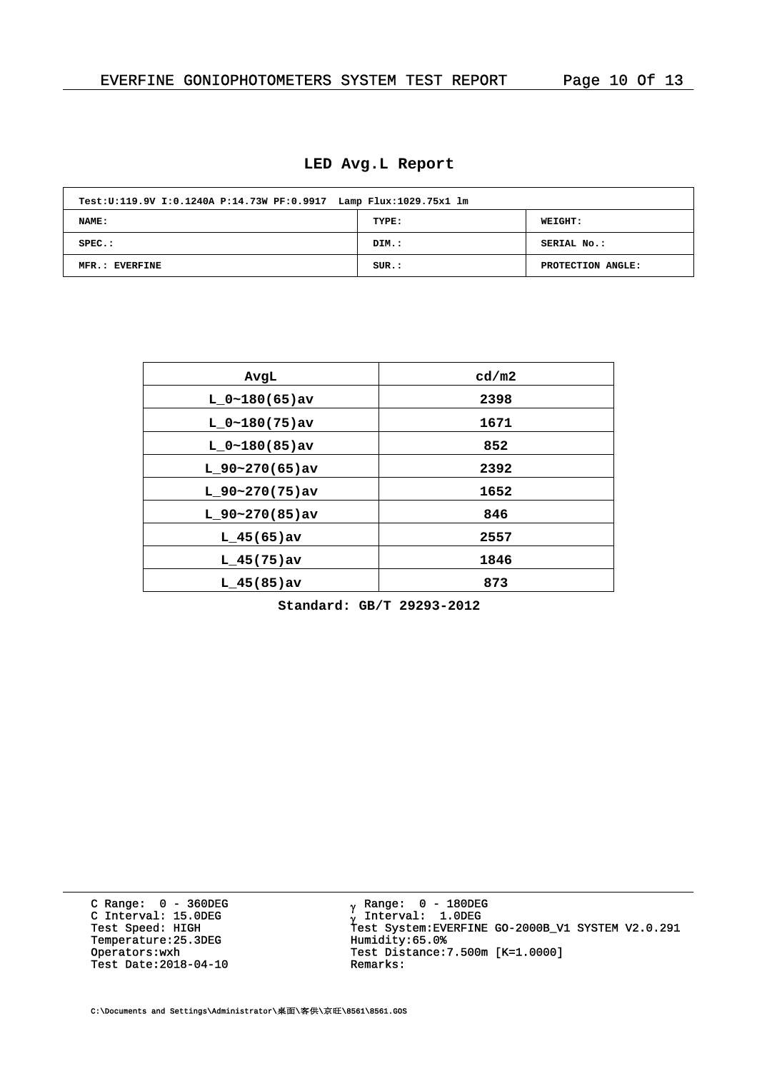## LED Avg.L Report

| Test:U:119.9V I:0.1240A P:14.73W PF:0.9917 Lamp Flux:1029.75x1 lm | | |
|---|---|---|
| NAME: | TYPE: | WEIGHT: |
| SPEC.: | DIM.: | SERIAL No.: |
| MFR.: EVERFINE | SUR.: | PROTECTION ANGLE: |

| AvgL | cd/m2 |
|---|---|
| L_0~180(65)av | 2398 |
| L_0~180(75)av | 1671 |
| L_0~180(85)av | 852 |
| L_90~270(65)av | 2392 |
| L_90~270(75)av | 1652 |
| L_90~270(85)av | 846 |
| L_45(65)av | 2557 |
| L_45(75)av | 1846 |
| L_45(85)av | 873 |

**Standard: GB/T 29293-2012**

C Range: 0 - 360DEG
C Interval: 15.0DEG
Test Speed: HIGH
Temperature:25.3DEG
Operators:wxh
Test Date:2018-04-10

γ Range: 0 - 180DEG
γ Interval: 1.0DEG
Test System:EVERFINE GO-2000B_V1 SYSTEM V2.0.291
Humidity:65.0%
Test Distance:7.500m [K=1.0000]
Remarks:

C:\Documents and Settings\Administrator\桌面\客供\京旺\8561\8561.GOS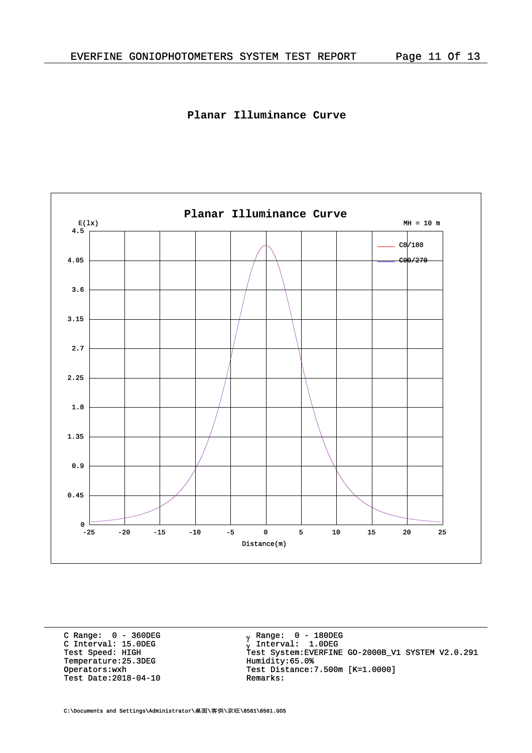## Planar Illuminance Curve

Planar Illuminance Curve

E(lx)

MH = 10 m

C0/180
C90/270

Distance(m)

| | |
|---|---|
| C Range: 0 - 360DEG | γ Range: 0 - 180DEG |
| C Interval: 15.0DEG | γ Interval: 1.0DEG |
| Test Speed: HIGH | Test System:EVERFINE GO-2000B_V1 SYSTEM V2.0.291 |
| Temperature:25.3DEG | Humidity:65.0% |
| Operators:wxh | Test Distance:7.500m [K=1.0000] |
| Test Date:2018-04-10 | Remarks: |

C:\Documents and Settings\Administrator\桌面\客供\京旺\8561\8561.GOS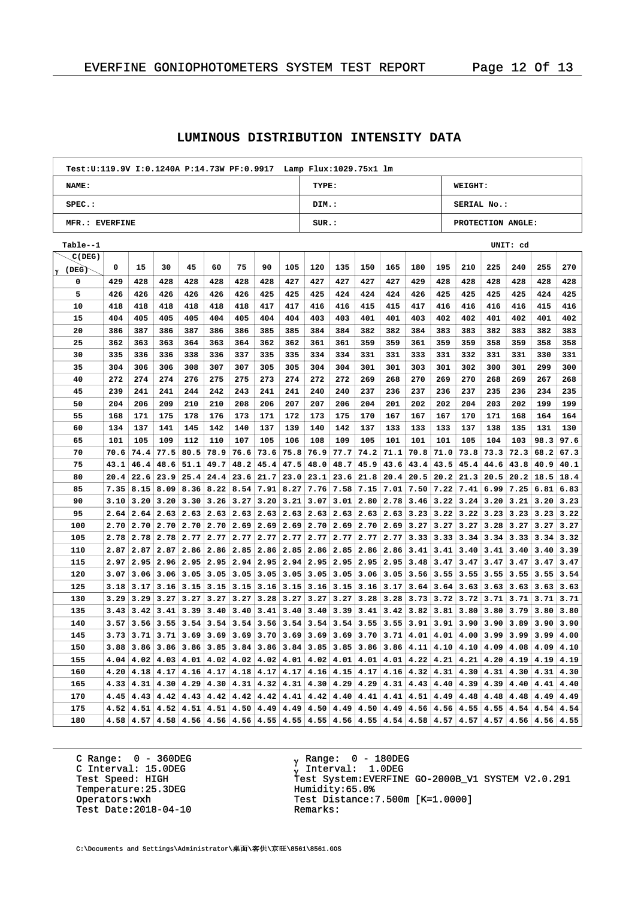## LUMINOUS DISTRIBUTION INTENSITY DATA

| Test:U:119.9V I:0.1240A P:14.73W PF:0.9917 Lamp Flux:1029.75x1 lm | | |
|---|---|---|
| NAME: | TYPE: | WEIGHT: |
| SPEC.: | DIM.: | SERIAL No.: |
| MFR.: EVERFINE | SUR.: | PROTECTION ANGLE: |

Table--1 UNIT: cd

| γ (DEG) \ C(DEG) | 0 | 15 | 30 | 45 | 60 | 75 | 90 | 105 | 120 | 135 | 150 | 165 | 180 | 195 | 210 | 225 | 240 | 255 | 270 |
|---|---|---|---|---|---|---|---|---|---|---|---|---|---|---|---|---|---|---|---|
| 0 | 429 | 428 | 428 | 428 | 428 | 428 | 428 | 427 | 427 | 427 | 427 | 427 | 429 | 428 | 428 | 428 | 428 | 428 | 428 |
| 5 | 426 | 426 | 426 | 426 | 426 | 426 | 425 | 425 | 425 | 424 | 424 | 424 | 426 | 425 | 425 | 425 | 425 | 424 | 425 |
| 10 | 418 | 418 | 418 | 418 | 418 | 418 | 417 | 417 | 416 | 416 | 415 | 415 | 417 | 416 | 416 | 416 | 416 | 415 | 416 |
| 15 | 404 | 405 | 405 | 405 | 404 | 405 | 404 | 404 | 403 | 403 | 401 | 401 | 403 | 402 | 402 | 401 | 402 | 401 | 402 |
| 20 | 386 | 387 | 386 | 387 | 386 | 386 | 385 | 385 | 384 | 384 | 382 | 382 | 384 | 383 | 383 | 382 | 383 | 382 | 383 |
| 25 | 362 | 363 | 363 | 364 | 363 | 364 | 362 | 362 | 361 | 361 | 359 | 359 | 361 | 359 | 359 | 358 | 359 | 358 | 358 |
| 30 | 335 | 336 | 336 | 338 | 336 | 337 | 335 | 335 | 334 | 334 | 331 | 331 | 333 | 331 | 332 | 331 | 331 | 330 | 331 |
| 35 | 304 | 306 | 306 | 308 | 307 | 307 | 305 | 305 | 304 | 304 | 301 | 301 | 303 | 301 | 302 | 300 | 301 | 299 | 300 |
| 40 | 272 | 274 | 274 | 276 | 275 | 275 | 273 | 274 | 272 | 272 | 269 | 268 | 270 | 269 | 270 | 268 | 269 | 267 | 268 |
| 45 | 239 | 241 | 241 | 244 | 242 | 243 | 241 | 241 | 240 | 240 | 237 | 236 | 237 | 236 | 237 | 235 | 236 | 234 | 235 |
| 50 | 204 | 206 | 209 | 210 | 210 | 208 | 206 | 207 | 207 | 206 | 204 | 201 | 202 | 202 | 204 | 203 | 202 | 199 | 199 |
| 55 | 168 | 171 | 175 | 178 | 176 | 173 | 171 | 172 | 173 | 175 | 170 | 167 | 167 | 167 | 170 | 171 | 168 | 164 | 164 |
| 60 | 134 | 137 | 141 | 145 | 142 | 140 | 137 | 139 | 140 | 142 | 137 | 133 | 133 | 133 | 137 | 138 | 135 | 131 | 130 |
| 65 | 101 | 105 | 109 | 112 | 110 | 107 | 105 | 106 | 108 | 109 | 105 | 101 | 101 | 101 | 105 | 104 | 103 | 98.3 | 97.6 |
| 70 | 70.6 | 74.4 | 77.5 | 80.5 | 78.9 | 76.6 | 73.6 | 75.8 | 76.9 | 77.7 | 74.2 | 71.1 | 70.8 | 71.0 | 73.8 | 73.3 | 72.3 | 68.2 | 67.3 |
| 75 | 43.1 | 46.4 | 48.6 | 51.1 | 49.7 | 48.2 | 45.4 | 47.5 | 48.0 | 48.7 | 45.9 | 43.6 | 43.4 | 43.5 | 45.4 | 44.6 | 43.8 | 40.9 | 40.1 |
| 80 | 20.4 | 22.6 | 23.9 | 25.4 | 24.4 | 23.6 | 21.7 | 23.0 | 23.1 | 23.6 | 21.8 | 20.4 | 20.5 | 20.2 | 21.3 | 20.5 | 20.2 | 18.5 | 18.4 |
| 85 | 7.35 | 8.15 | 8.09 | 8.36 | 8.22 | 8.54 | 7.91 | 8.27 | 7.76 | 7.58 | 7.15 | 7.01 | 7.50 | 7.22 | 7.41 | 6.99 | 7.25 | 6.81 | 6.83 |
| 90 | 3.10 | 3.20 | 3.20 | 3.30 | 3.26 | 3.27 | 3.20 | 3.21 | 3.07 | 3.01 | 2.80 | 2.78 | 3.46 | 3.22 | 3.24 | 3.20 | 3.21 | 3.20 | 3.23 |
| 95 | 2.64 | 2.64 | 2.63 | 2.63 | 2.63 | 2.63 | 2.63 | 2.63 | 2.63 | 2.63 | 2.63 | 2.63 | 3.23 | 3.22 | 3.22 | 3.23 | 3.23 | 3.23 | 3.22 |
| 100 | 2.70 | 2.70 | 2.70 | 2.70 | 2.70 | 2.69 | 2.69 | 2.69 | 2.70 | 2.69 | 2.70 | 2.69 | 3.27 | 3.27 | 3.27 | 3.28 | 3.27 | 3.27 | 3.27 |
| 105 | 2.78 | 2.78 | 2.78 | 2.77 | 2.77 | 2.77 | 2.77 | 2.77 | 2.77 | 2.77 | 2.77 | 2.77 | 3.33 | 3.33 | 3.34 | 3.34 | 3.33 | 3.34 | 3.32 |
| 110 | 2.87 | 2.87 | 2.87 | 2.86 | 2.86 | 2.85 | 2.86 | 2.85 | 2.86 | 2.85 | 2.86 | 2.86 | 3.41 | 3.41 | 3.40 | 3.41 | 3.40 | 3.40 | 3.39 |
| 115 | 2.97 | 2.95 | 2.96 | 2.95 | 2.95 | 2.94 | 2.95 | 2.94 | 2.95 | 2.95 | 2.95 | 2.95 | 3.48 | 3.47 | 3.47 | 3.47 | 3.47 | 3.47 | 3.47 |
| 120 | 3.07 | 3.06 | 3.06 | 3.05 | 3.05 | 3.05 | 3.05 | 3.05 | 3.05 | 3.05 | 3.06 | 3.05 | 3.56 | 3.55 | 3.55 | 3.55 | 3.55 | 3.55 | 3.54 |
| 125 | 3.18 | 3.17 | 3.16 | 3.15 | 3.15 | 3.15 | 3.16 | 3.15 | 3.16 | 3.15 | 3.16 | 3.17 | 3.64 | 3.64 | 3.63 | 3.63 | 3.63 | 3.63 | 3.63 |
| 130 | 3.29 | 3.29 | 3.27 | 3.27 | 3.27 | 3.27 | 3.28 | 3.27 | 3.27 | 3.27 | 3.28 | 3.28 | 3.73 | 3.72 | 3.72 | 3.71 | 3.71 | 3.71 | 3.71 |
| 135 | 3.43 | 3.42 | 3.41 | 3.39 | 3.40 | 3.40 | 3.41 | 3.40 | 3.40 | 3.39 | 3.41 | 3.42 | 3.82 | 3.81 | 3.80 | 3.80 | 3.79 | 3.80 | 3.80 |
| 140 | 3.57 | 3.56 | 3.55 | 3.54 | 3.54 | 3.54 | 3.56 | 3.54 | 3.54 | 3.54 | 3.55 | 3.55 | 3.91 | 3.91 | 3.90 | 3.90 | 3.89 | 3.90 | 3.90 |
| 145 | 3.73 | 3.71 | 3.71 | 3.69 | 3.69 | 3.69 | 3.70 | 3.69 | 3.69 | 3.69 | 3.70 | 3.71 | 4.01 | 4.01 | 4.00 | 3.99 | 3.99 | 3.99 | 4.00 |
| 150 | 3.88 | 3.86 | 3.86 | 3.86 | 3.85 | 3.84 | 3.86 | 3.84 | 3.85 | 3.85 | 3.86 | 3.86 | 4.11 | 4.10 | 4.10 | 4.09 | 4.08 | 4.09 | 4.10 |
| 155 | 4.04 | 4.02 | 4.03 | 4.01 | 4.02 | 4.02 | 4.02 | 4.01 | 4.02 | 4.01 | 4.01 | 4.01 | 4.22 | 4.21 | 4.21 | 4.20 | 4.19 | 4.19 | 4.19 |
| 160 | 4.20 | 4.18 | 4.17 | 4.16 | 4.17 | 4.18 | 4.17 | 4.17 | 4.16 | 4.15 | 4.17 | 4.16 | 4.32 | 4.31 | 4.30 | 4.31 | 4.30 | 4.31 | 4.30 |
| 165 | 4.33 | 4.31 | 4.30 | 4.29 | 4.30 | 4.31 | 4.32 | 4.31 | 4.30 | 4.29 | 4.29 | 4.31 | 4.43 | 4.40 | 4.39 | 4.39 | 4.40 | 4.41 | 4.40 |
| 170 | 4.45 | 4.43 | 4.42 | 4.43 | 4.42 | 4.42 | 4.42 | 4.41 | 4.42 | 4.40 | 4.41 | 4.41 | 4.51 | 4.49 | 4.48 | 4.48 | 4.48 | 4.49 | 4.49 |
| 175 | 4.52 | 4.51 | 4.52 | 4.51 | 4.51 | 4.50 | 4.49 | 4.49 | 4.50 | 4.49 | 4.50 | 4.49 | 4.56 | 4.56 | 4.55 | 4.55 | 4.54 | 4.54 | 4.54 |
| 180 | 4.58 | 4.57 | 4.58 | 4.56 | 4.56 | 4.56 | 4.55 | 4.55 | 4.55 | 4.56 | 4.55 | 4.54 | 4.58 | 4.57 | 4.57 | 4.57 | 4.56 | 4.56 | 4.55 |

C Range: 0 - 360DEG
C Interval: 15.0DEG
Test Speed: HIGH
Temperature:25.3DEG
Operators:wxh
Test Date:2018-04-10

γ Range: 0 - 180DEG
γ Interval: 1.0DEG
Test System:EVERFINE GO-2000B_V1 SYSTEM V2.0.291
Humidity:65.0%
Test Distance:7.500m [K=1.0000]
Remarks:

C:\Documents and Settings\Administrator\桌面\客供\京旺\8561\8561.GOS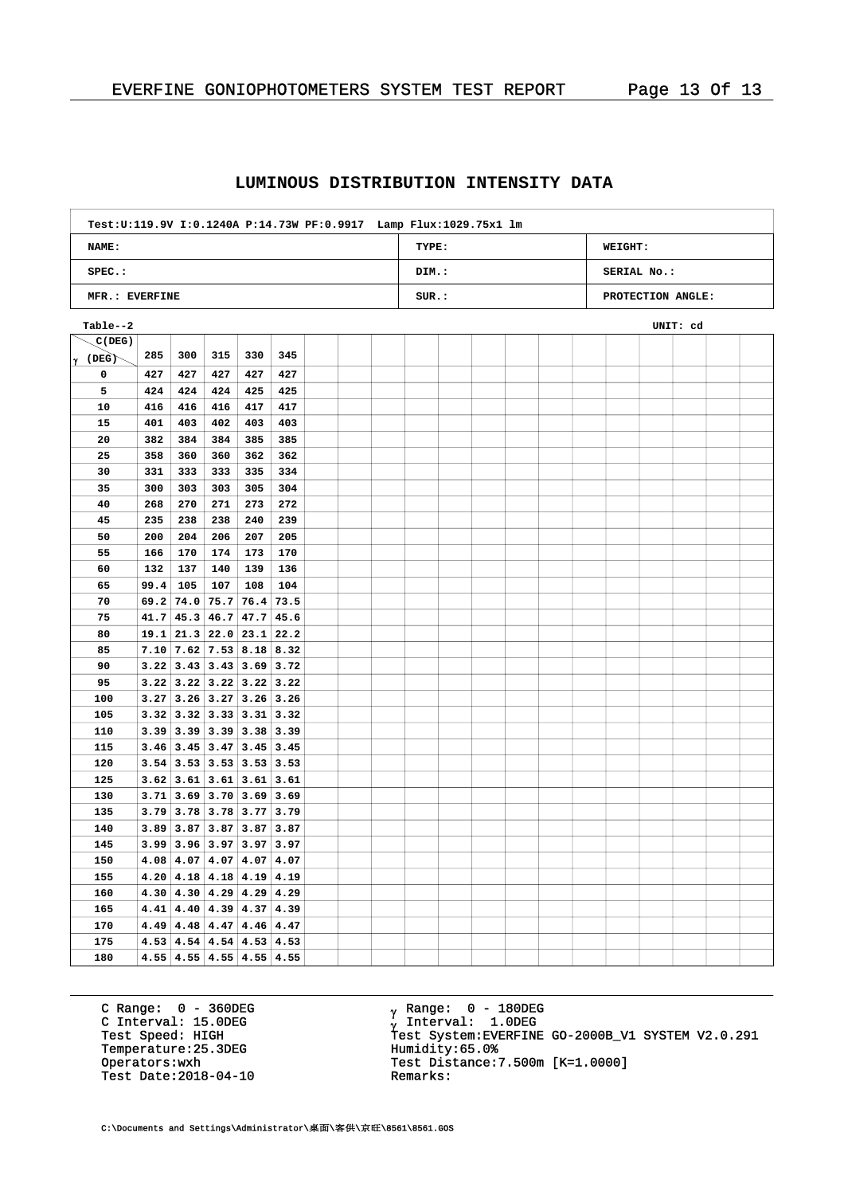## LUMINOUS DISTRIBUTION INTENSITY DATA

| Test:U:119.9V I:0.1240A P:14.73W PF:0.9917 Lamp Flux:1029.75x1 lm | | |
|---|---|---|
| NAME: | TYPE: | WEIGHT: |
| SPEC.: | DIM.: | SERIAL No.: |
| MFR.: EVERFINE | SUR.: | PROTECTION ANGLE: |

Table--2 UNIT: cd

| γ (DEG) \ C(DEG) | 285 | 300 | 315 | 330 | 345 | | | | | | | | | | | | | | |
|---|---|---|---|---|---|---|---|---|---|---|---|---|---|---|---|---|---|---|---|
| 0 | 427 | 427 | 427 | 427 | 427 | | | | | | | | | | | | | | |
| 5 | 424 | 424 | 424 | 425 | 425 | | | | | | | | | | | | | | |
| 10 | 416 | 416 | 416 | 417 | 417 | | | | | | | | | | | | | | |
| 15 | 401 | 403 | 402 | 403 | 403 | | | | | | | | | | | | | | |
| 20 | 382 | 384 | 384 | 385 | 385 | | | | | | | | | | | | | | |
| 25 | 358 | 360 | 360 | 362 | 362 | | | | | | | | | | | | | | |
| 30 | 331 | 333 | 333 | 335 | 334 | | | | | | | | | | | | | | |
| 35 | 300 | 303 | 303 | 305 | 304 | | | | | | | | | | | | | | |
| 40 | 268 | 270 | 271 | 273 | 272 | | | | | | | | | | | | | | |
| 45 | 235 | 238 | 238 | 240 | 239 | | | | | | | | | | | | | | |
| 50 | 200 | 204 | 206 | 207 | 205 | | | | | | | | | | | | | | |
| 55 | 166 | 170 | 174 | 173 | 170 | | | | | | | | | | | | | | |
| 60 | 132 | 137 | 140 | 139 | 136 | | | | | | | | | | | | | | |
| 65 | 99.4 | 105 | 107 | 108 | 104 | | | | | | | | | | | | | | |
| 70 | 69.2 | 74.0 | 75.7 | 76.4 | 73.5 | | | | | | | | | | | | | | |
| 75 | 41.7 | 45.3 | 46.7 | 47.7 | 45.6 | | | | | | | | | | | | | | |
| 80 | 19.1 | 21.3 | 22.0 | 23.1 | 22.2 | | | | | | | | | | | | | | |
| 85 | 7.10 | 7.62 | 7.53 | 8.18 | 8.32 | | | | | | | | | | | | | | |
| 90 | 3.22 | 3.43 | 3.43 | 3.69 | 3.72 | | | | | | | | | | | | | | |
| 95 | 3.22 | 3.22 | 3.22 | 3.22 | 3.22 | | | | | | | | | | | | | | |
| 100 | 3.27 | 3.26 | 3.27 | 3.26 | 3.26 | | | | | | | | | | | | | | |
| 105 | 3.32 | 3.32 | 3.33 | 3.31 | 3.32 | | | | | | | | | | | | | | |
| 110 | 3.39 | 3.39 | 3.39 | 3.38 | 3.39 | | | | | | | | | | | | | | |
| 115 | 3.46 | 3.45 | 3.47 | 3.45 | 3.45 | | | | | | | | | | | | | | |
| 120 | 3.54 | 3.53 | 3.53 | 3.53 | 3.53 | | | | | | | | | | | | | | |
| 125 | 3.62 | 3.61 | 3.61 | 3.61 | 3.61 | | | | | | | | | | | | | | |
| 130 | 3.71 | 3.69 | 3.70 | 3.69 | 3.69 | | | | | | | | | | | | | | |
| 135 | 3.79 | 3.78 | 3.78 | 3.77 | 3.79 | | | | | | | | | | | | | | |
| 140 | 3.89 | 3.87 | 3.87 | 3.87 | 3.87 | | | | | | | | | | | | | | |
| 145 | 3.99 | 3.96 | 3.97 | 3.97 | 3.97 | | | | | | | | | | | | | | |
| 150 | 4.08 | 4.07 | 4.07 | 4.07 | 4.07 | | | | | | | | | | | | | | |
| 155 | 4.20 | 4.18 | 4.18 | 4.19 | 4.19 | | | | | | | | | | | | | | |
| 160 | 4.30 | 4.30 | 4.29 | 4.29 | 4.29 | | | | | | | | | | | | | | |
| 165 | 4.41 | 4.40 | 4.39 | 4.37 | 4.39 | | | | | | | | | | | | | | |
| 170 | 4.49 | 4.48 | 4.47 | 4.46 | 4.47 | | | | | | | | | | | | | | |
| 175 | 4.53 | 4.54 | 4.54 | 4.53 | 4.53 | | | | | | | | | | | | | | |
| 180 | 4.55 | 4.55 | 4.55 | 4.55 | 4.55 | | | | | | | | | | | | | | |

C Range: 0 - 360DEG
C Interval: 15.0DEG
Test Speed: HIGH
Temperature:25.3DEG
Operators:wxh
Test Date:2018-04-10

γ Range: 0 - 180DEG
γ Interval: 1.0DEG
Test System:EVERFINE GO-2000B_V1 SYSTEM V2.0.291
Humidity:65.0%
Test Distance:7.500m [K=1.0000]
Remarks:

C:\Documents and Settings\Administrator\桌面\客供\京旺\8561\8561.GOS